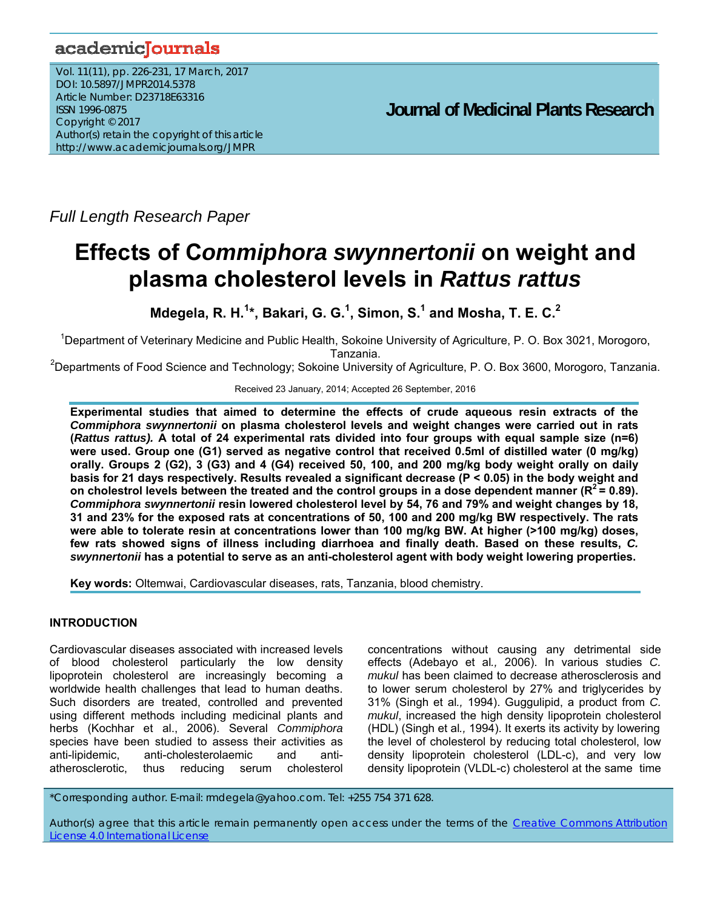Full Length Research Paper

# Effects of *Commiphora swynnertonii* on weight and plasma cholesterol levels in *Rattus rattus*

**Mdegela, R. H.[1]\*, Bakari, G. G.[1], Simon, S.[1] and Mosha, T. E. C.[2]**

[1]Department of Veterinary Medicine and Public Health, Sokoine University of Agriculture, P. O. Box 3021, Morogoro, Tanzania.

[2]Departments of Food Science and Technology; Sokoine University of Agriculture, P. O. Box 3600, Morogoro, Tanzania.

Received 23 January, 2014; Accepted 26 September, 2016

**Experimental studies that aimed to determine the effects of crude aqueous resin extracts of the *Commiphora swynnertonii* on plasma cholesterol levels and weight changes were carried out in rats (*Rattus rattus).* A total of 24 experimental rats divided into four groups with equal sample size (n=6) were used. Group one (G1) served as negative control that received 0.5ml of distilled water (0 mg/kg) orally. Groups 2 (G2), 3 (G3) and 4 (G4) received 50, 100, and 200 mg/kg body weight orally on daily basis for 21 days respectively. Results revealed a significant decrease ($P < 0.05$) in the body weight and on cholestrol levels between the treated and the control groups in a dose dependent manner ($R^2 = 0.89$). *Commiphora swynnertonii* resin lowered cholesterol level by 54, 76 and 79% and weight changes by 18, 31 and 23% for the exposed rats at concentrations of 50, 100 and 200 mg/kg BW respectively. The rats were able to tolerate resin at concentrations lower than 100 mg/kg BW. At higher (>100 mg/kg) doses, few rats showed signs of illness including diarrhoea and finally death. Based on these results, *C. swynnertonii* has a potential to serve as an anti-cholesterol agent with body weight lowering properties.**

**Key words:** Oltemwai, Cardiovascular diseases, rats, Tanzania, blood chemistry.

## INTRODUCTION

Cardiovascular diseases associated with increased levels of blood cholesterol particularly the low density lipoprotein cholesterol are increasingly becoming a worldwide health challenges that lead to human deaths. Such disorders are treated, controlled and prevented using different methods including medicinal plants and herbs (Kochhar et al., 2006). Several *Commiphora* species have been studied to assess their activities as anti-lipidemic, anti-cholesterolaemic and anti-atherosclerotic, thus reducing serum cholesterol concentrations without causing any detrimental side effects (Adebayo et al., 2006). In various studies *C. mukul* has been claimed to decrease atherosclerosis and to lower serum cholesterol by 27% and triglycerides by 31% (Singh et al., 1994). Guggulipid, a product from *C. mukul*, increased the high density lipoprotein cholesterol (HDL) (Singh et al., 1994). It exerts its activity by lowering the level of cholesterol by reducing total cholesterol, low density lipoprotein cholesterol (LDL-c), and very low density lipoprotein (VLDL-c) cholesterol at the same time

\*Corresponding author. E-mail: rmdegela@yahoo.com. Tel: +255 754 371 628.

Author(s) agree that this article remain permanently open access under the terms of the Creative Commons Attribution License 4.0 International License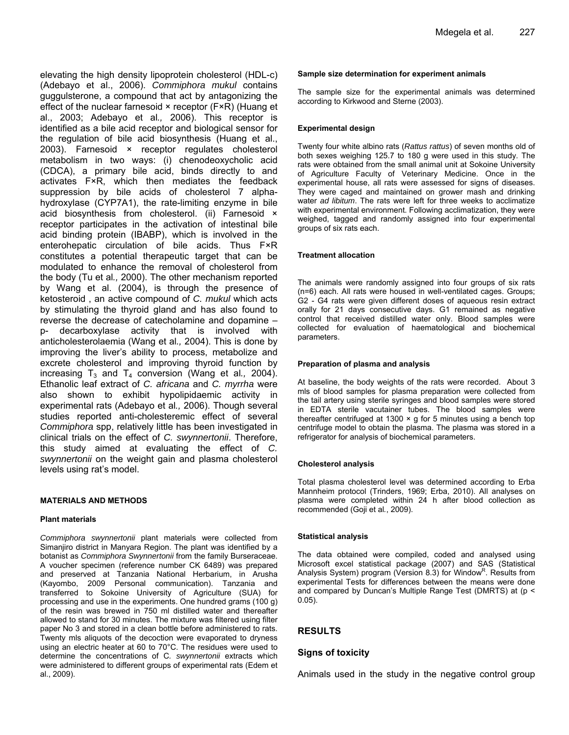elevating the high density lipoprotein cholesterol (HDL-c) (Adebayo et al., 2006). *Commiphora mukul* contains guggulsterone, a compound that act by antagonizing the effect of the nuclear farnesoid × receptor (F×R) (Huang et al., 2003; Adebayo et al*.,* 2006). This receptor is identified as a bile acid receptor and biological sensor for the regulation of bile acid biosynthesis (Huang et al., 2003). Farnesoid × receptor regulates cholesterol metabolism in two ways: (i) chenodeoxycholic acid (CDCA), a primary bile acid, binds directly to and activates F×R, which then mediates the feedback suppression by bile acids of cholesterol 7 alpha-hydroxylase (CYP7A1), the rate-limiting enzyme in bile acid biosynthesis from cholesterol. (ii) Farnesoid × receptor participates in the activation of intestinal bile acid binding protein (IBABP), which is involved in the enterohepatic circulation of bile acids. Thus F×R constitutes a potential therapeutic target that can be modulated to enhance the removal of cholesterol from the body (Tu et al*.,* 2000). The other mechanism reported by Wang et al. (2004), is through the presence of ketosteroid , an active compound of *C. mukul* which acts by stimulating the thyroid gland and has also found to reverse the decrease of catecholamine and dopamine – p- decarboxylase activity that is involved with anticholesterolaemia (Wang et al*.,* 2004). This is done by improving the liver's ability to process, metabolize and excrete cholesterol and improving thyroid function by increasing $T_3$ and $T_4$ conversion (Wang et al*.,* 2004). Ethanolic leaf extract of *C. africana* and *C. myrrha* were also shown to exhibit hypolipidaemic activity in experimental rats (Adebayo et al*.,* 2006). Though several studies reported anti-cholesteremic effect of several *Commiphora* spp, relatively little has been investigated in clinical trials on the effect of *C. swynnertonii*. Therefore, this study aimed at evaluating the effect of *C. swynnertonii* on the weight gain and plasma cholesterol levels using rat's model.

## MATERIALS AND METHODS

### Plant materials

*Commiphora swynnertonii* plant materials were collected from Simanjiro district in Manyara Region. The plant was identified by a botanist as *Commiphora Swynnertonii* from the family Burseraceae. A voucher specimen (reference number CK 6489) was prepared and preserved at Tanzania National Herbarium, in Arusha (Kayombo, 2009 Personal communication). Tanzania and transferred to Sokoine University of Agriculture (SUA) for processing and use in the experiments. One hundred grams (100 g) of the resin was brewed in 750 ml distilled water and thereafter allowed to stand for 30 minutes. The mixture was filtered using filter paper No 3 and stored in a clean bottle before administered to rats. Twenty mls aliquots of the decoction were evaporated to dryness using an electric heater at 60 to 70°C. The residues were used to determine the concentrations of C. *swynnertonii* extracts which were administered to different groups of experimental rats (Edem et al., 2009).

### Sample size determination for experiment animals

The sample size for the experimental animals was determined according to Kirkwood and Sterne (2003).

### Experimental design

Twenty four white albino rats (*Rattus rattus*) of seven months old of both sexes weighing 125.7 to 180 g were used in this study. The rats were obtained from the small animal unit at Sokoine University of Agriculture Faculty of Veterinary Medicine. Once in the experimental house, all rats were assessed for signs of diseases. They were caged and maintained on grower mash and drinking water *ad libitum*. The rats were left for three weeks to acclimatize with experimental environment. Following acclimatization, they were weighed, tagged and randomly assigned into four experimental groups of six rats each.

### Treatment allocation

The animals were randomly assigned into four groups of six rats (n=6) each. All rats were housed in well-ventilated cages. Groups; G2 - G4 rats were given different doses of aqueous resin extract orally for 21 days consecutive days. G1 remained as negative control that received distilled water only. Blood samples were collected for evaluation of haematological and biochemical parameters.

### Preparation of plasma and analysis

At baseline, the body weights of the rats were recorded. About 3 mls of blood samples for plasma preparation were collected from the tail artery using sterile syringes and blood samples were stored in EDTA sterile vacutainer tubes. The blood samples were thereafter centrifuged at 1300 × g for 5 minutes using a bench top centrifuge model to obtain the plasma. The plasma was stored in a refrigerator for analysis of biochemical parameters.

### Cholesterol analysis

Total plasma cholesterol level was determined according to Erba Mannheim protocol (Trinders, 1969; Erba, 2010). All analyses on plasma were completed within 24 h after blood collection as recommended (Goji et al*.*, 2009).

### Statistical analysis

The data obtained were compiled, coded and analysed using Microsoft excel statistical package (2007) and SAS (Statistical Analysis System) program (Version 8.3) for Window$^R$. Results from experimental Tests for differences between the means were done and compared by Duncan's Multiple Range Test (DMRTS) at ($p <$ 0.05).

## RESULTS

### Signs of toxicity

Animals used in the study in the negative control group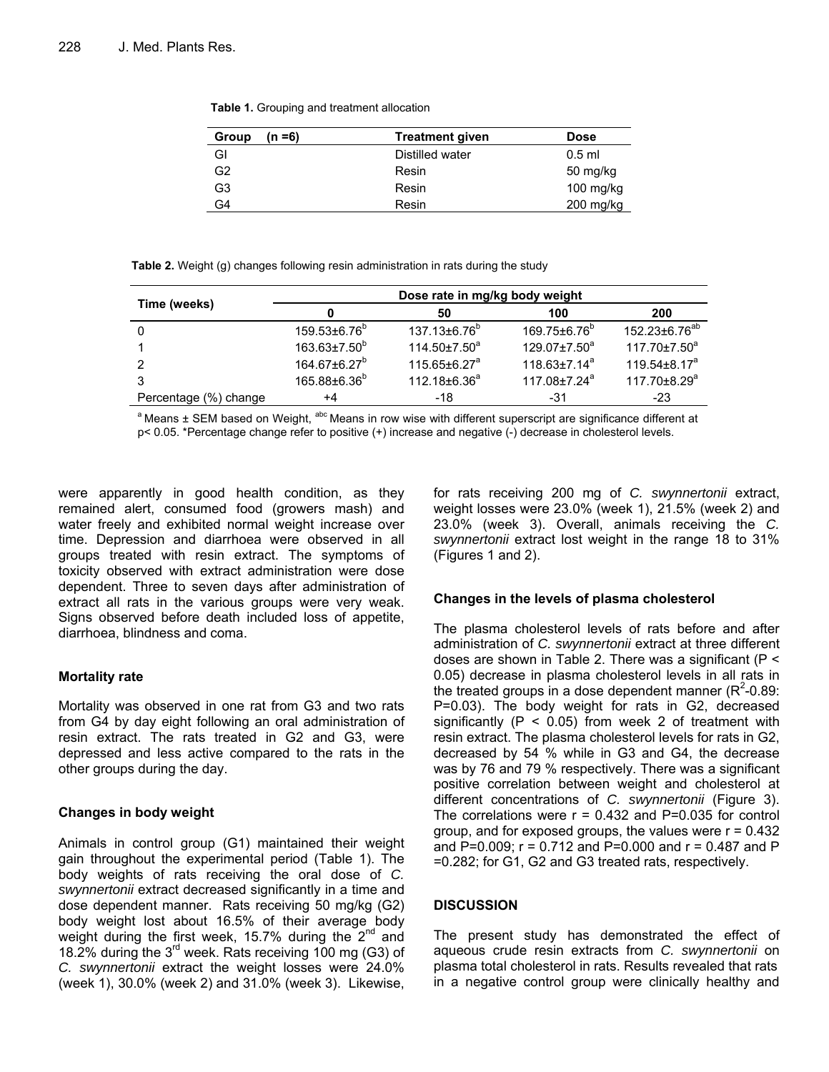**Table 1.** Grouping and treatment allocation

| Group (n =6) | Treatment given | Dose |
|---|---|---|
| GI | Distilled water | 0.5 ml |
| G2 | Resin | 50 mg/kg |
| G3 | Resin | 100 mg/kg |
| G4 | Resin | 200 mg/kg |

**Table 2.** Weight (g) changes following resin administration in rats during the study

| Time (weeks) | Dose rate in mg/kg body weight | | | |
|---|---|---|---|---|
| | 0 | 50 | 100 | 200 |
| 0 | 159.53±6.76[b] | 137.13±6.76[b] | 169.75±6.76[b] | 152.23±6.76[ab] |
| 1 | 163.63±7.50[b] | 114.50±7.50[a] | 129.07±7.50[a] | 117.70±7.50[a] |
| 2 | 164.67±6.27[b] | 115.65±6.27[a] | 118.63±7.14[a] | 119.54±8.17[a] |
| 3 | 165.88±6.36[b] | 112.18±6.36[a] | 117.08±7.24[a] | 117.70±8.29[a] |
| Percentage (%) change | +4 | -18 | -31 | -23 |

[a] Means ± SEM based on Weight, [abc] Means in row wise with different superscript are significance different at p< 0.05. *Percentage change refer to positive (+) increase and negative (-) decrease in cholesterol levels.

were apparently in good health condition, as they remained alert, consumed food (growers mash) and water freely and exhibited normal weight increase over time. Depression and diarrhoea were observed in all groups treated with resin extract. The symptoms of toxicity observed with extract administration were dose dependent. Three to seven days after administration of extract all rats in the various groups were very weak. Signs observed before death included loss of appetite, diarrhoea, blindness and coma.

### Mortality rate

Mortality was observed in one rat from G3 and two rats from G4 by day eight following an oral administration of resin extract. The rats treated in G2 and G3, were depressed and less active compared to the rats in the other groups during the day.

### Changes in body weight

Animals in control group (G1) maintained their weight gain throughout the experimental period (Table 1). The body weights of rats receiving the oral dose of *C. swynnertonii* extract decreased significantly in a time and dose dependent manner. Rats receiving 50 mg/kg (G2) body weight lost about 16.5% of their average body weight during the first week, 15.7% during the 2[nd] and 18.2% during the 3[rd] week. Rats receiving 100 mg (G3) of *C. swynnertonii* extract the weight losses were 24.0% (week 1), 30.0% (week 2) and 31.0% (week 3). Likewise, for rats receiving 200 mg of *C. swynnertonii* extract, weight losses were 23.0% (week 1), 21.5% (week 2) and 23.0% (week 3). Overall, animals receiving the *C. swynnertonii* extract lost weight in the range 18 to 31% (Figures 1 and 2).

### Changes in the levels of plasma cholesterol

The plasma cholesterol levels of rats before and after administration of *C. swynnertonii* extract at three different doses are shown in Table 2. There was a significant ($P < 0.05$) decrease in plasma cholesterol levels in all rats in the treated groups in a dose dependent manner ($R^2$-0.89: P=0.03). The body weight for rats in G2, decreased significantly ($P < 0.05$) from week 2 of treatment with resin extract. The plasma cholesterol levels for rats in G2, decreased by 54 % while in G3 and G4, the decrease was by 76 and 79 % respectively. There was a significant positive correlation between weight and cholesterol at different concentrations of *C. swynnertonii* (Figure 3). The correlations were r = 0.432 and P=0.035 for control group, and for exposed groups, the values were r = 0.432 and P=0.009; r = 0.712 and P=0.000 and r = 0.487 and P =0.282; for G1, G2 and G3 treated rats, respectively.

## DISCUSSION

The present study has demonstrated the effect of aqueous crude resin extracts from *C. swynnertonii* on plasma total cholesterol in rats. Results revealed that rats in a negative control group were clinically healthy and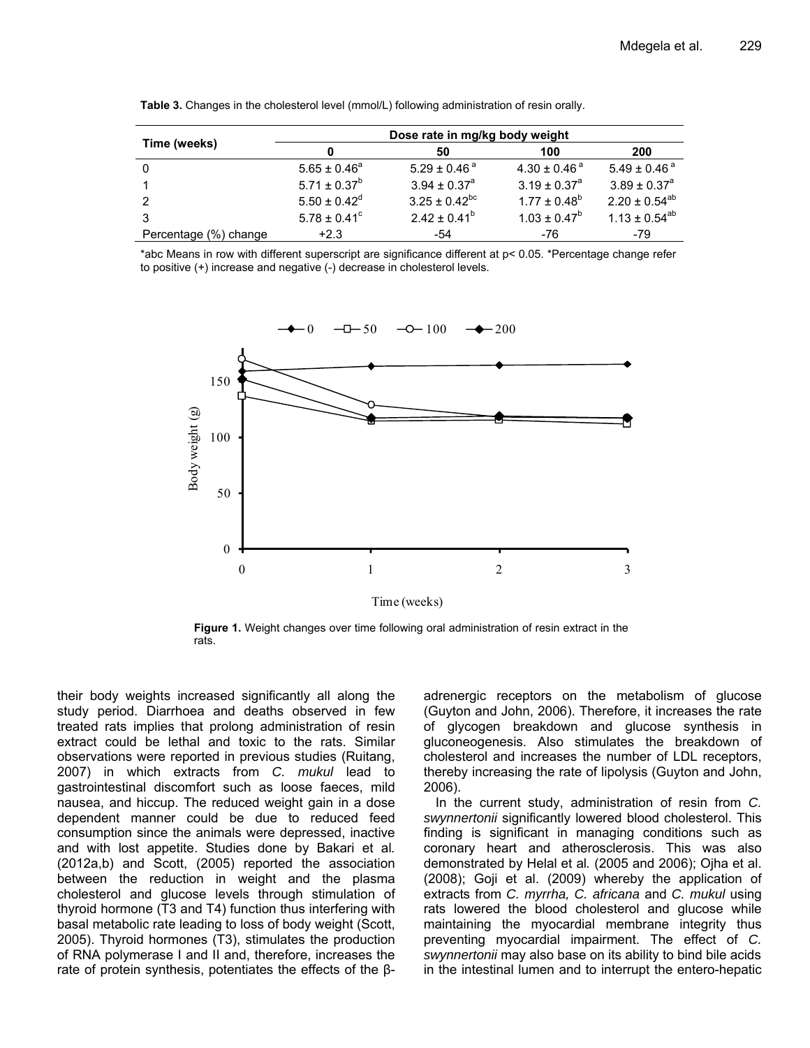**Table 3.** Changes in the cholesterol level (mmol/L) following administration of resin orally.

| Time (weeks) | Dose rate in mg/kg body weight | | | |
|---|---|---|---|---|
| | 0 | 50 | 100 | 200 |
| 0 | 5.65 ± 0.46[a] | 5.29 ± 0.46[a] | 4.30 ± 0.46[a] | 5.49 ± 0.46[a] |
| 1 | 5.71 ± 0.37[b] | 3.94 ± 0.37[a] | 3.19 ± 0.37[a] | 3.89 ± 0.37[a] |
| 2 | 5.50 ± 0.42[d] | 3.25 ± 0.42[bc] | 1.77 ± 0.48[b] | 2.20 ± 0.54[ab] |
| 3 | 5.78 ± 0.41[c] | 2.42 ± 0.41[b] | 1.03 ± 0.47[b] | 1.13 ± 0.54[ab] |
| Percentage (%) change | +2.3 | -54 | -76 | -79 |

*abc Means in row with different superscript are significance different at $p < 0.05$. *Percentage change refer to positive (+) increase and negative (-) decrease in cholesterol levels.

**Figure 1.** Weight changes over time following oral administration of resin extract in the rats.

their body weights increased significantly all along the study period. Diarrhoea and deaths observed in few treated rats implies that prolong administration of resin extract could be lethal and toxic to the rats. Similar observations were reported in previous studies (Ruitang, 2007) in which extracts from *C. mukul* lead to gastrointestinal discomfort such as loose faeces, mild nausea, and hiccup. The reduced weight gain in a dose dependent manner could be due to reduced feed consumption since the animals were depressed, inactive and with lost appetite. Studies done by Bakari et al*.* (2012a,b) and Scott, (2005) reported the association between the reduction in weight and the plasma cholesterol and glucose levels through stimulation of thyroid hormone (T3 and T4) function thus interfering with basal metabolic rate leading to loss of body weight (Scott, 2005). Thyroid hormones (T3), stimulates the production of RNA polymerase I and II and, therefore, increases the rate of protein synthesis, potentiates the effects of the β-adrenergic receptors on the metabolism of glucose (Guyton and John, 2006). Therefore, it increases the rate of glycogen breakdown and glucose synthesis in gluconeogenesis. Also stimulates the breakdown of cholesterol and increases the number of LDL receptors, thereby increasing the rate of lipolysis (Guyton and John, 2006).

In the current study, administration of resin from *C. swynnertonii* significantly lowered blood cholesterol. This finding is significant in managing conditions such as coronary heart and atherosclerosis. This was also demonstrated by Helal et al*.* (2005 and 2006); Ojha et al. (2008); Goji et al. (2009) whereby the application of extracts from *C. myrrha, C. africana* and *C. mukul* using rats lowered the blood cholesterol and glucose while maintaining the myocardial membrane integrity thus preventing myocardial impairment. The effect of *C. swynnertonii* may also base on its ability to bind bile acids in the intestinal lumen and to interrupt the entero-hepatic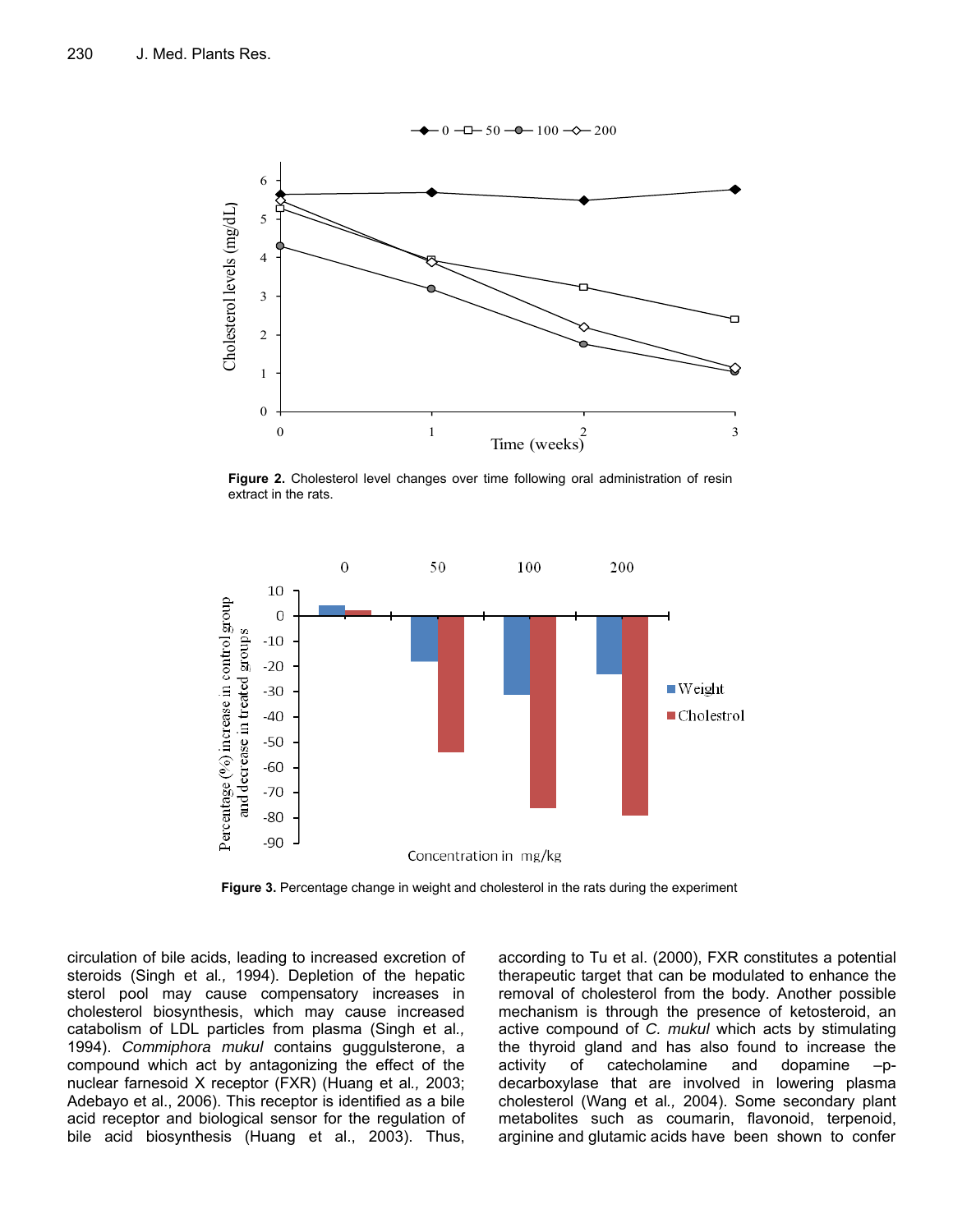Figure 2. Cholesterol level changes over time following oral administration of resin extract in the rats.

Figure 3. Percentage change in weight and cholesterol in the rats during the experiment

circulation of bile acids, leading to increased excretion of steroids (Singh et al., 1994). Depletion of the hepatic sterol pool may cause compensatory increases in cholesterol biosynthesis, which may cause increased catabolism of LDL particles from plasma (Singh et al., 1994). *Commiphora mukul* contains guggulsterone, a compound which act by antagonizing the effect of the nuclear farnesoid X receptor (FXR) (Huang et al., 2003; Adebayo et al., 2006). This receptor is identified as a bile acid receptor and biological sensor for the regulation of bile acid biosynthesis (Huang et al., 2003). Thus, according to Tu et al. (2000), FXR constitutes a potential therapeutic target that can be modulated to enhance the removal of cholesterol from the body. Another possible mechanism is through the presence of ketosteroid, an active compound of *C. mukul* which acts by stimulating the thyroid gland and has also found to increase the activity of catecholamine and dopamine –p-decarboxylase that are involved in lowering plasma cholesterol (Wang et al., 2004). Some secondary plant metabolites such as coumarin, flavonoid, terpenoid, arginine and glutamic acids have been shown to confer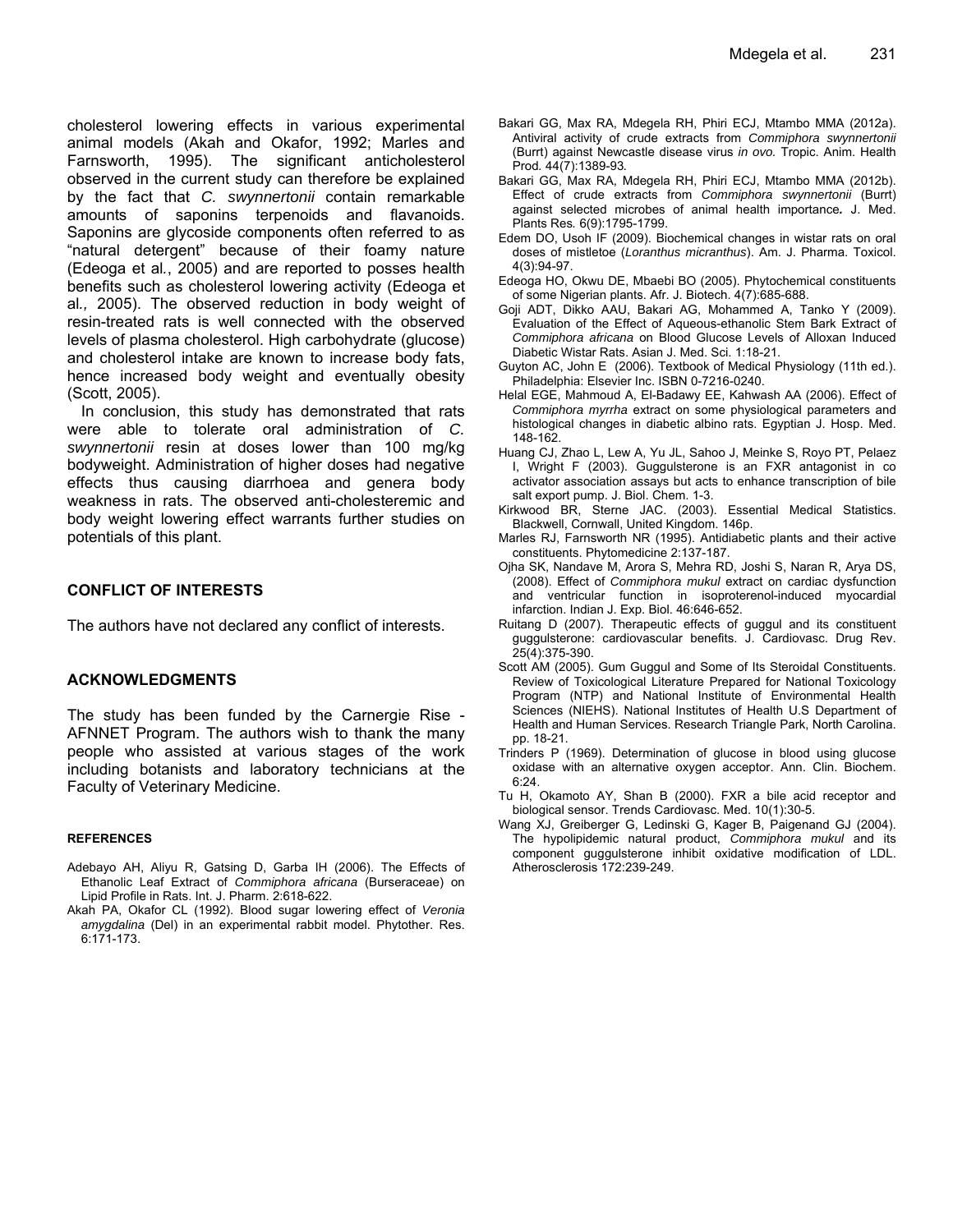cholesterol lowering effects in various experimental animal models (Akah and Okafor, 1992; Marles and Farnsworth, 1995). The significant anticholesterol observed in the current study can therefore be explained by the fact that *C. swynnertonii* contain remarkable amounts of saponins terpenoids and flavanoids. Saponins are glycoside components often referred to as "natural detergent" because of their foamy nature (Edeoga et al., 2005) and are reported to posses health benefits such as cholesterol lowering activity (Edeoga et al*.,* 2005). The observed reduction in body weight of resin-treated rats is well connected with the observed levels of plasma cholesterol. High carbohydrate (glucose) and cholesterol intake are known to increase body fats, hence increased body weight and eventually obesity (Scott, 2005).

In conclusion, this study has demonstrated that rats were able to tolerate oral administration of *C. swynnertonii* resin at doses lower than 100 mg/kg bodyweight. Administration of higher doses had negative effects thus causing diarrhoea and genera body weakness in rats. The observed anti-cholesteremic and body weight lowering effect warrants further studies on potentials of this plant.

## CONFLICT OF INTERESTS

The authors have not declared any conflict of interests.

## ACKNOWLEDGMENTS

The study has been funded by the Carnergie Rise - AFNNET Program. The authors wish to thank the many people who assisted at various stages of the work including botanists and laboratory technicians at the Faculty of Veterinary Medicine.

## REFERENCES

Adebayo AH, Aliyu R, Gatsing D, Garba IH (2006). The Effects of Ethanolic Leaf Extract of *Commiphora africana* (Burseraceae) on Lipid Profile in Rats. Int. J. Pharm. 2:618-622.

Akah PA, Okafor CL (1992). Blood sugar lowering effect of *Veronia amygdalina* (Del) in an experimental rabbit model. Phytother. Res. 6:171-173.

Bakari GG, Max RA, Mdegela RH, Phiri ECJ, Mtambo MMA (2012a). Antiviral activity of crude extracts from *Commiphora swynnertonii* (Burrt) against Newcastle disease virus *in ovo.* Tropic. Anim. Health Prod*.* 44(7):1389-93*.*

Bakari GG, Max RA, Mdegela RH, Phiri ECJ, Mtambo MMA (2012b). Effect of crude extracts from *Commiphora swynnertonii* (Burrt) against selected microbes of animal health importance**.** J. Med. Plants Res*.* 6(9):1795-1799.

Edem DO, Usoh IF (2009). Biochemical changes in wistar rats on oral doses of mistletoe (*Loranthus micranthus*). Am. J. Pharma. Toxicol. 4(3):94-97.

Edeoga HO, Okwu DE, Mbaebi BO (2005). Phytochemical constituents of some Nigerian plants. Afr. J. Biotech. 4(7):685-688.

Goji ADT, Dikko AAU, Bakari AG, Mohammed A, Tanko Y (2009). Evaluation of the Effect of Aqueous-ethanolic Stem Bark Extract of *Commiphora africana* on Blood Glucose Levels of Alloxan Induced Diabetic Wistar Rats. Asian J. Med. Sci. 1:18-21.

Guyton AC, John E (2006). Textbook of Medical Physiology (11th ed.). Philadelphia: Elsevier Inc. ISBN 0-7216-0240.

Helal EGE, Mahmoud A, El-Badawy EE, Kahwash AA (2006). Effect of *Commiphora myrrha* extract on some physiological parameters and histological changes in diabetic albino rats. Egyptian J. Hosp. Med. 148-162.

Huang CJ, Zhao L, Lew A, Yu JL, Sahoo J, Meinke S, Royo PT, Pelaez I, Wright F (2003). Guggulsterone is an FXR antagonist in co activator association assays but acts to enhance transcription of bile salt export pump. J. Biol. Chem. 1-3.

Kirkwood BR, Sterne JAC. (2003). Essential Medical Statistics. Blackwell, Cornwall, United Kingdom. 146p.

Marles RJ, Farnsworth NR (1995). Antidiabetic plants and their active constituents. Phytomedicine 2:137-187.

Ojha SK, Nandave M, Arora S, Mehra RD, Joshi S, Naran R, Arya DS, (2008). Effect of *Commiphora mukul* extract on cardiac dysfunction and ventricular function in isoproterenol-induced myocardial infarction. Indian J. Exp. Biol. 46:646-652.

Ruitang D (2007). Therapeutic effects of guggul and its constituent guggulsterone: cardiovascular benefits. J. Cardiovasc. Drug Rev. 25(4):375-390.

Scott AM (2005). Gum Guggul and Some of Its Steroidal Constituents. Review of Toxicological Literature Prepared for National Toxicology Program (NTP) and National Institute of Environmental Health Sciences (NIEHS). National Institutes of Health U.S Department of Health and Human Services. Research Triangle Park, North Carolina. pp. 18-21.

Trinders P (1969). Determination of glucose in blood using glucose oxidase with an alternative oxygen acceptor. Ann. Clin. Biochem. 6:24.

Tu H, Okamoto AY, Shan B (2000). FXR a bile acid receptor and biological sensor. Trends Cardiovasc. Med. 10(1):30-5.

Wang XJ, Greiberger G, Ledinski G, Kager B, Paigenand GJ (2004). The hypolipidemic natural product, *Commiphora mukul* and its component guggulsterone inhibit oxidative modification of LDL. Atherosclerosis 172:239-249.